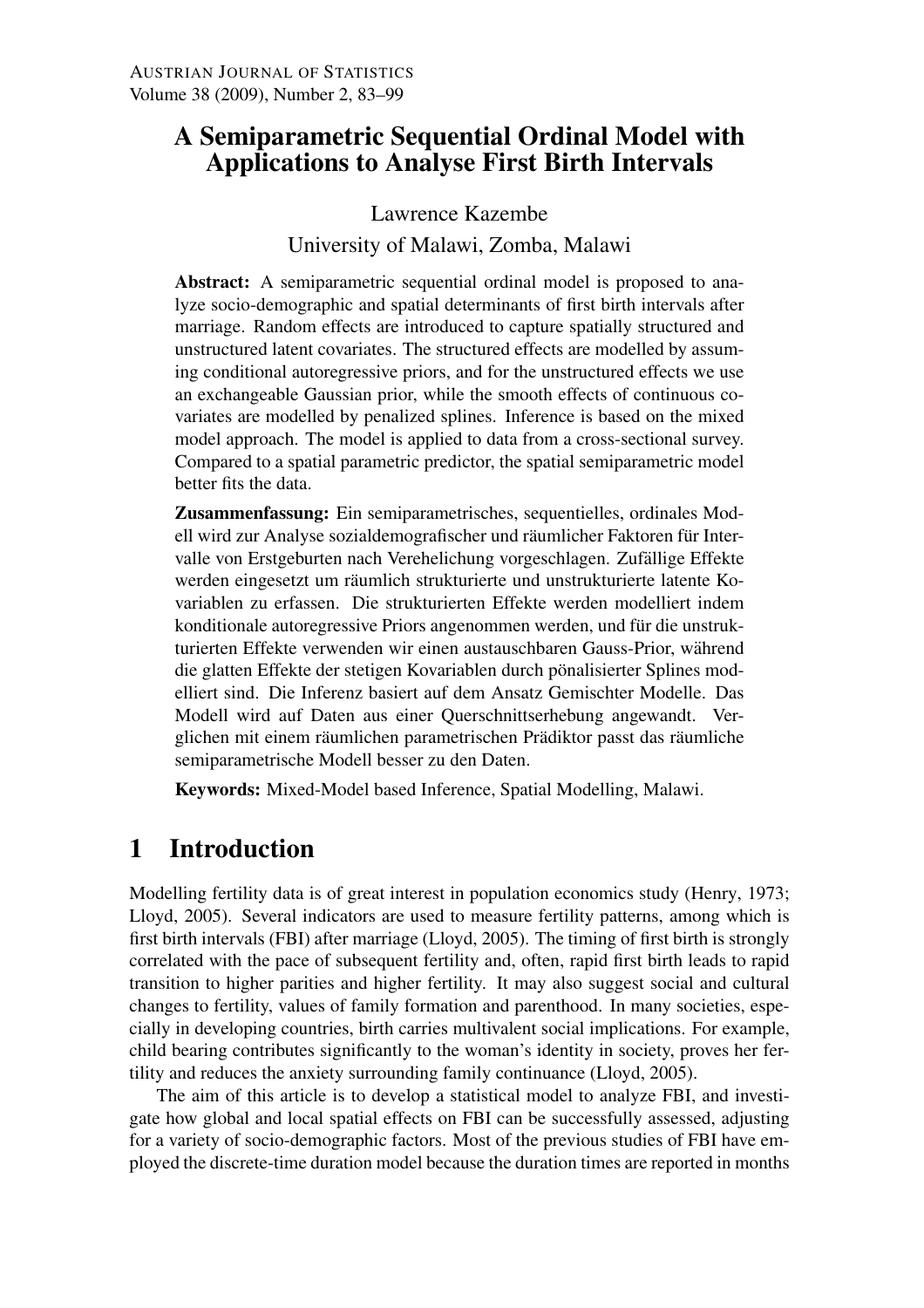# A Semiparametric Sequential Ordinal Model with Applications to Analyse First Birth Intervals

Lawrence Kazembe

University of Malawi, Zomba, Malawi

**Abstract:** A semiparametric sequential ordinal model is proposed to analyze socio-demographic and spatial determinants of first birth intervals after marriage. Random effects are introduced to capture spatially structured and unstructured latent covariates. The structured effects are modelled by assuming conditional autoregressive priors, and for the unstructured effects we use an exchangeable Gaussian prior, while the smooth effects of continuous covariates are modelled by penalized splines. Inference is based on the mixed model approach. The model is applied to data from a cross-sectional survey. Compared to a spatial parametric predictor, the spatial semiparametric model better fits the data.

**Zusammenfassung:** Ein semiparametrisches, sequentielles, ordinales Modell wird zur Analyse sozialdemografischer und räumlicher Faktoren für Intervalle von Erstgeburten nach Verehelichung vorgeschlagen. Zufällige Effekte werden eingesetzt um räumlich strukturierte und unstrukturierte latente Kovariablen zu erfassen. Die strukturierten Effekte werden modelliert indem konditionale autoregressive Priors angenommen werden, und für die unstrukturierten Effekte verwenden wir einen austauschbaren Gauss-Prior, während die glatten Effekte der stetigen Kovariablen durch pönalisierter Splines modelliert sind. Die Inferenz basiert auf dem Ansatz Gemischter Modelle. Das Modell wird auf Daten aus einer Querschnittserhebung angewandt. Verglichen mit einem räumlichen parametrischen Prädiktor passt das räumliche semiparametrische Modell besser zu den Daten.

**Keywords:** Mixed-Model based Inference, Spatial Modelling, Malawi.

## 1 Introduction

Modelling fertility data is of great interest in population economics study (Henry, 1973; Lloyd, 2005). Several indicators are used to measure fertility patterns, among which is first birth intervals (FBI) after marriage (Lloyd, 2005). The timing of first birth is strongly correlated with the pace of subsequent fertility and, often, rapid first birth leads to rapid transition to higher parities and higher fertility. It may also suggest social and cultural changes to fertility, values of family formation and parenthood. In many societies, especially in developing countries, birth carries multivalent social implications. For example, child bearing contributes significantly to the woman's identity in society, proves her fertility and reduces the anxiety surrounding family continuance (Lloyd, 2005).

The aim of this article is to develop a statistical model to analyze FBI, and investigate how global and local spatial effects on FBI can be successfully assessed, adjusting for a variety of socio-demographic factors. Most of the previous studies of FBI have employed the discrete-time duration model because the duration times are reported in months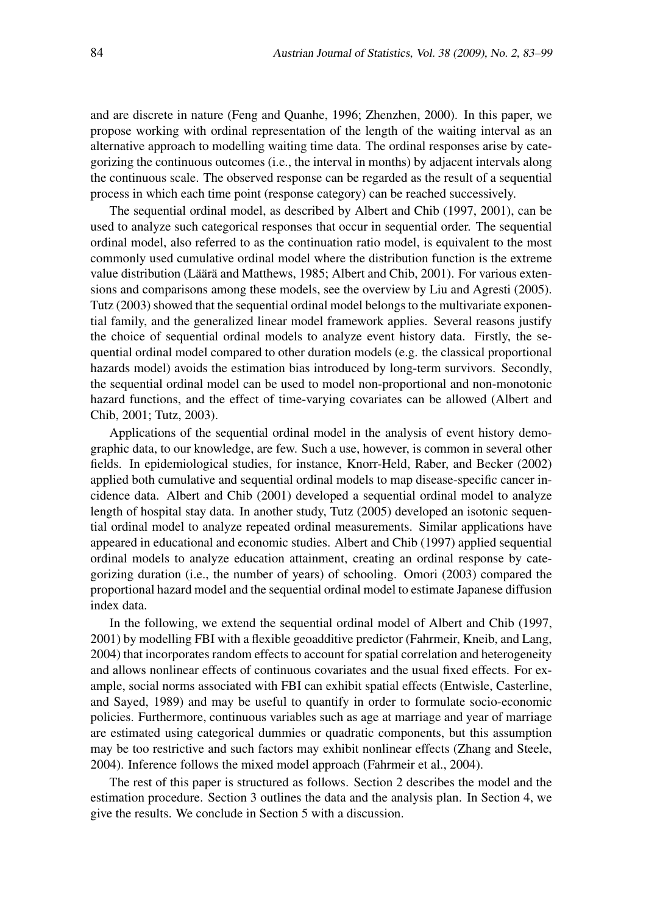and are discrete in nature (Feng and Quanhe, 1996; Zhenzhen, 2000). In this paper, we propose working with ordinal representation of the length of the waiting interval as an alternative approach to modelling waiting time data. The ordinal responses arise by categorizing the continuous outcomes (i.e., the interval in months) by adjacent intervals along the continuous scale. The observed response can be regarded as the result of a sequential process in which each time point (response category) can be reached successively.

The sequential ordinal model, as described by Albert and Chib (1997, 2001), can be used to analyze such categorical responses that occur in sequential order. The sequential ordinal model, also referred to as the continuation ratio model, is equivalent to the most commonly used cumulative ordinal model where the distribution function is the extreme value distribution (Läärä and Matthews, 1985; Albert and Chib, 2001). For various extensions and comparisons among these models, see the overview by Liu and Agresti (2005). Tutz (2003) showed that the sequential ordinal model belongs to the multivariate exponential family, and the generalized linear model framework applies. Several reasons justify the choice of sequential ordinal models to analyze event history data. Firstly, the sequential ordinal model compared to other duration models (e.g. the classical proportional hazards model) avoids the estimation bias introduced by long-term survivors. Secondly, the sequential ordinal model can be used to model non-proportional and non-monotonic hazard functions, and the effect of time-varying covariates can be allowed (Albert and Chib, 2001; Tutz, 2003).

Applications of the sequential ordinal model in the analysis of event history demographic data, to our knowledge, are few. Such a use, however, is common in several other fields. In epidemiological studies, for instance, Knorr-Held, Raber, and Becker (2002) applied both cumulative and sequential ordinal models to map disease-specific cancer incidence data. Albert and Chib (2001) developed a sequential ordinal model to analyze length of hospital stay data. In another study, Tutz (2005) developed an isotonic sequential ordinal model to analyze repeated ordinal measurements. Similar applications have appeared in educational and economic studies. Albert and Chib (1997) applied sequential ordinal models to analyze education attainment, creating an ordinal response by categorizing duration (i.e., the number of years) of schooling. Omori (2003) compared the proportional hazard model and the sequential ordinal model to estimate Japanese diffusion index data.

In the following, we extend the sequential ordinal model of Albert and Chib (1997, 2001) by modelling FBI with a flexible geoadditive predictor (Fahrmeir, Kneib, and Lang, 2004) that incorporates random effects to account for spatial correlation and heterogeneity and allows nonlinear effects of continuous covariates and the usual fixed effects. For example, social norms associated with FBI can exhibit spatial effects (Entwisle, Casterline, and Sayed, 1989) and may be useful to quantify in order to formulate socio-economic policies. Furthermore, continuous variables such as age at marriage and year of marriage are estimated using categorical dummies or quadratic components, but this assumption may be too restrictive and such factors may exhibit nonlinear effects (Zhang and Steele, 2004). Inference follows the mixed model approach (Fahrmeir et al., 2004).

The rest of this paper is structured as follows. Section 2 describes the model and the estimation procedure. Section 3 outlines the data and the analysis plan. In Section 4, we give the results. We conclude in Section 5 with a discussion.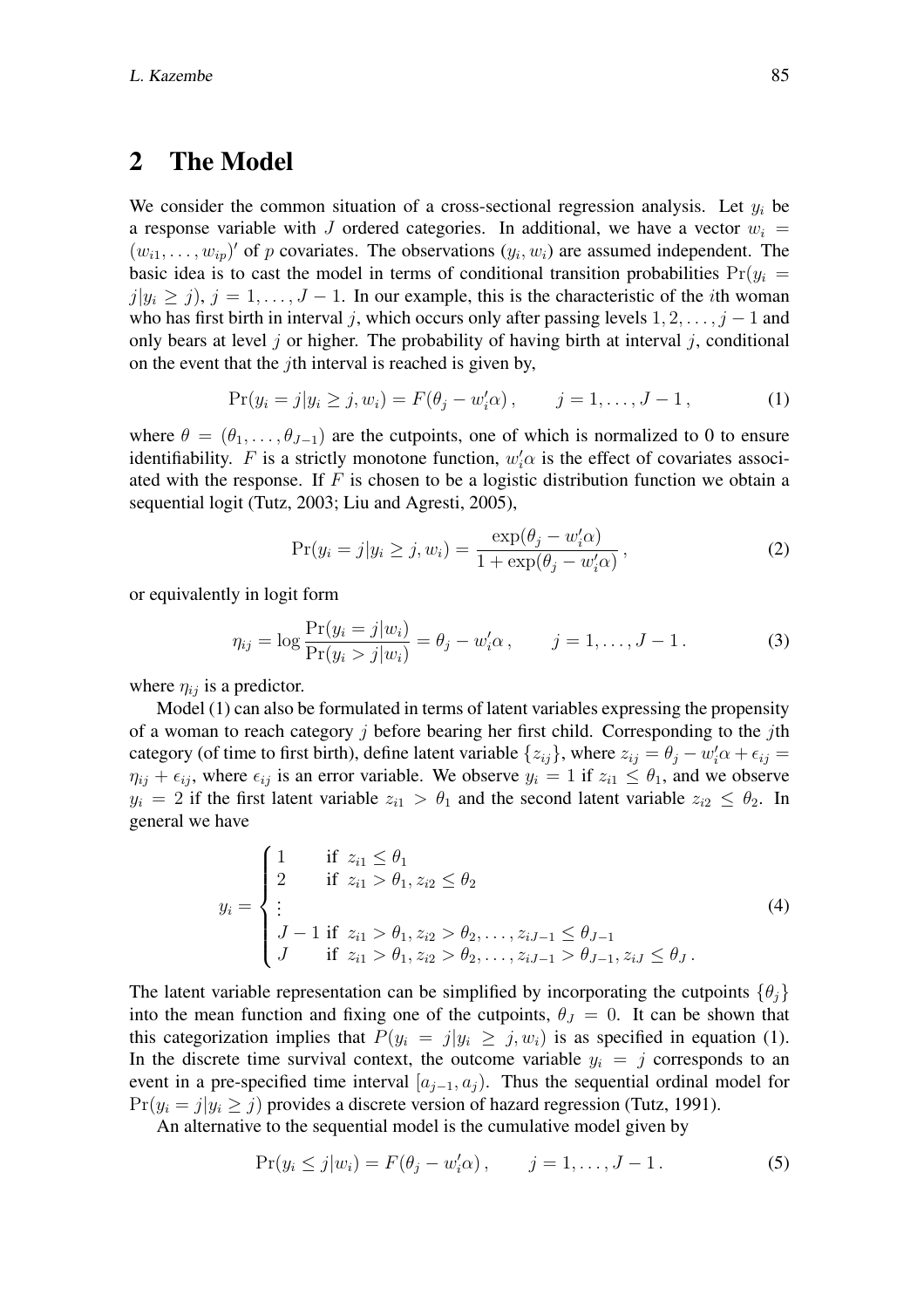## 2 The Model

We consider the common situation of a cross-sectional regression analysis. Let $y_i$ be a response variable with $J$ ordered categories. In additional, we have a vector $w_i = (w_{i1}, \ldots, w_{ip})'$ of $p$ covariates. The observations $(y_i, w_i)$ are assumed independent. The basic idea is to cast the model in terms of conditional transition probabilities $\Pr(y_i = j | y_i \geq j)$, $j = 1, \ldots, J-1$. In our example, this is the characteristic of the $i$th woman who has first birth in interval $j$, which occurs only after passing levels $1, 2, \ldots, j-1$ and only bears at level $j$ or higher. The probability of having birth at interval $j$, conditional on the event that the $j$th interval is reached is given by,

$$\Pr(y_i = j | y_i \geq j, w_i) = F(\theta_j - w_i'\alpha)\,, \qquad j = 1, \ldots, J-1\,, \tag{1}$$

where $\theta = (\theta_1, \ldots, \theta_{J-1})$ are the cutpoints, one of which is normalized to 0 to ensure identifiability. $F$ is a strictly monotone function, $w_i'\alpha$ is the effect of covariates associated with the response. If $F$ is chosen to be a logistic distribution function we obtain a sequential logit (Tutz, 2003; Liu and Agresti, 2005),

$$\Pr(y_i = j | y_i \geq j, w_i) = \frac{\exp(\theta_j - w_i'\alpha)}{1 + \exp(\theta_j - w_i'\alpha)}\,, \tag{2}$$

or equivalently in logit form

$$\eta_{ij} = \log \frac{\Pr(y_i = j | w_i)}{\Pr(y_i > j | w_i)} = \theta_j - w_i'\alpha\,, \qquad j = 1, \ldots, J-1\,. \tag{3}$$

where $\eta_{ij}$ is a predictor.

Model (1) can also be formulated in terms of latent variables expressing the propensity of a woman to reach category $j$ before bearing her first child. Corresponding to the $j$th category (of time to first birth), define latent variable $\{z_{ij}\}$, where $z_{ij} = \theta_j - w_i'\alpha + \epsilon_{ij} = \eta_{ij} + \epsilon_{ij}$, where $\epsilon_{ij}$ is an error variable. We observe $y_i = 1$ if $z_{i1} \leq \theta_1$, and we observe $y_i = 2$ if the first latent variable $z_{i1} > \theta_1$ and the second latent variable $z_{i2} \leq \theta_2$. In general we have

$$y_i = \begin{cases} 1 & \text{if } z_{i1} \leq \theta_1 \\ 2 & \text{if } z_{i1} > \theta_1, z_{i2} \leq \theta_2 \\ \vdots & \\ J-1 & \text{if } z_{i1} > \theta_1, z_{i2} > \theta_2, \ldots, z_{iJ-1} \leq \theta_{J-1} \\ J & \text{if } z_{i1} > \theta_1, z_{i2} > \theta_2, \ldots, z_{iJ-1} > \theta_{J-1}, z_{iJ} \leq \theta_J\,. \end{cases} \tag{4}$$

The latent variable representation can be simplified by incorporating the cutpoints $\{\theta_j\}$ into the mean function and fixing one of the cutpoints, $\theta_J = 0$. It can be shown that this categorization implies that $P(y_i = j | y_i \geq j, w_i)$ is as specified in equation (1). In the discrete time survival context, the outcome variable $y_i = j$ corresponds to an event in a pre-specified time interval $[a_{j-1}, a_j)$. Thus the sequential ordinal model for $\Pr(y_i = j | y_i \geq j)$ provides a discrete version of hazard regression (Tutz, 1991).

An alternative to the sequential model is the cumulative model given by

$$\Pr(y_i \leq j | w_i) = F(\theta_j - w_i'\alpha)\,, \qquad j = 1, \ldots, J-1\,. \tag{5}$$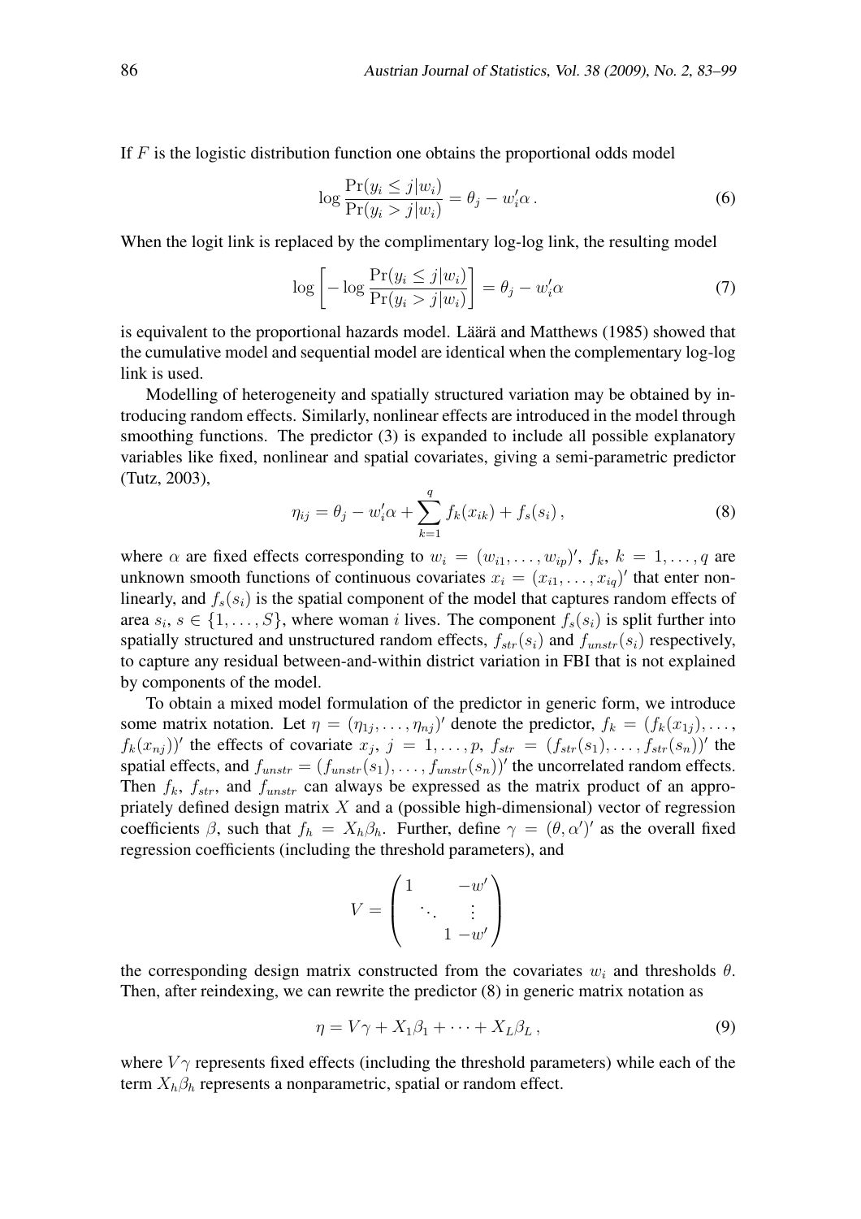If $F$ is the logistic distribution function one obtains the proportional odds model

$$\log \frac{\Pr(y_i \leq j | w_i)}{\Pr(y_i > j | w_i)} = \theta_j - w_i' \alpha \,. \tag{6}$$

When the logit link is replaced by the complimentary log-log link, the resulting model

$$\log \left[ -\log \frac{\Pr(y_i \leq j | w_i)}{\Pr(y_i > j | w_i)} \right] = \theta_j - w_i' \alpha \tag{7}$$

is equivalent to the proportional hazards model. Läärä and Matthews (1985) showed that the cumulative model and sequential model are identical when the complementary log-log link is used.

Modelling of heterogeneity and spatially structured variation may be obtained by introducing random effects. Similarly, nonlinear effects are introduced in the model through smoothing functions. The predictor (3) is expanded to include all possible explanatory variables like fixed, nonlinear and spatial covariates, giving a semi-parametric predictor (Tutz, 2003),

$$\eta_{ij} = \theta_j - w_i' \alpha + \sum_{k=1}^{q} f_k(x_{ik}) + f_s(s_i) \,, \tag{8}$$

where $\alpha$ are fixed effects corresponding to $w_i = (w_{i1}, \ldots, w_{ip})'$, $f_k$, $k = 1, \ldots, q$ are unknown smooth functions of continuous covariates $x_i = (x_{i1}, \ldots, x_{iq})'$ that enter nonlinearly, and $f_s(s_i)$ is the spatial component of the model that captures random effects of area $s_i$, $s \in \{1, \ldots, S\}$, where woman $i$ lives. The component $f_s(s_i)$ is split further into spatially structured and unstructured random effects, $f_{str}(s_i)$ and $f_{unstr}(s_i)$ respectively, to capture any residual between-and-within district variation in FBI that is not explained by components of the model.

To obtain a mixed model formulation of the predictor in generic form, we introduce some matrix notation. Let $\eta = (\eta_{1j}, \ldots, \eta_{nj})'$ denote the predictor, $f_k = (f_k(x_{1j}), \ldots, f_k(x_{nj}))'$ the effects of covariate $x_j$, $j = 1, \ldots, p$, $f_{str} = (f_{str}(s_1), \ldots, f_{str}(s_n))'$ the spatial effects, and $f_{unstr} = (f_{unstr}(s_1), \ldots, f_{unstr}(s_n))'$ the uncorrelated random effects. Then $f_k$, $f_{str}$, and $f_{unstr}$ can always be expressed as the matrix product of an appropriately defined design matrix $X$ and a (possible high-dimensional) vector of regression coefficients $\beta$, such that $f_h = X_h \beta_h$. Further, define $\gamma = (\theta, \alpha')'$ as the overall fixed regression coefficients (including the threshold parameters), and

$$V = \begin{pmatrix} 1 & & -w' \\ & \ddots & \vdots \\ & & 1 \; -w' \end{pmatrix}$$

the corresponding design matrix constructed from the covariates $w_i$ and thresholds $\theta$. Then, after reindexing, we can rewrite the predictor (8) in generic matrix notation as

$$\eta = V\gamma + X_1 \beta_1 + \cdots + X_L \beta_L \,, \tag{9}$$

where $V\gamma$ represents fixed effects (including the threshold parameters) while each of the term $X_h \beta_h$ represents a nonparametric, spatial or random effect.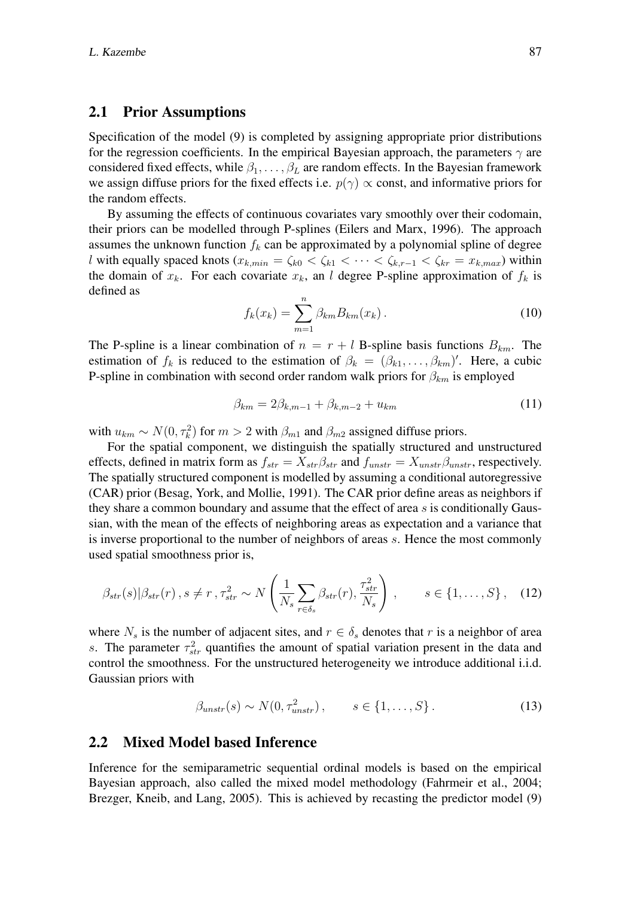## 2.1 Prior Assumptions

Specification of the model (9) is completed by assigning appropriate prior distributions for the regression coefficients. In the empirical Bayesian approach, the parameters $\gamma$ are considered fixed effects, while $\beta_1, \ldots, \beta_L$ are random effects. In the Bayesian framework we assign diffuse priors for the fixed effects i.e. $p(\gamma) \propto$ const, and informative priors for the random effects.

By assuming the effects of continuous covariates vary smoothly over their codomain, their priors can be modelled through P-splines (Eilers and Marx, 1996). The approach assumes the unknown function $f_k$ can be approximated by a polynomial spline of degree $l$ with equally spaced knots ($x_{k,min} = \zeta_{k0} < \zeta_{k1} < \cdots < \zeta_{k,r-1} < \zeta_{kr} = x_{k,max}$) within the domain of $x_k$. For each covariate $x_k$, an $l$ degree P-spline approximation of $f_k$ is defined as

$$f_k(x_k) = \sum_{m=1}^{n} \beta_{km} B_{km}(x_k) \,. \tag{10}$$

The P-spline is a linear combination of $n = r + l$ B-spline basis functions $B_{km}$. The estimation of $f_k$ is reduced to the estimation of $\beta_k = (\beta_{k1}, \ldots, \beta_{km})'$. Here, a cubic P-spline in combination with second order random walk priors for $\beta_{km}$ is employed

$$\beta_{km} = 2\beta_{k,m-1} + \beta_{k,m-2} + u_{km} \tag{11}$$

with $u_{km} \sim N(0, \tau_k^2)$ for $m > 2$ with $\beta_{m1}$ and $\beta_{m2}$ assigned diffuse priors.

For the spatial component, we distinguish the spatially structured and unstructured effects, defined in matrix form as $f_{str} = X_{str}\beta_{str}$ and $f_{unstr} = X_{unstr}\beta_{unstr}$, respectively. The spatially structured component is modelled by assuming a conditional autoregressive (CAR) prior (Besag, York, and Mollie, 1991). The CAR prior define areas as neighbors if they share a common boundary and assume that the effect of area $s$ is conditionally Gaussian, with the mean of the effects of neighboring areas as expectation and a variance that is inverse proportional to the number of neighbors of areas $s$. Hence the most commonly used spatial smoothness prior is,

$$\beta_{str}(s) | \beta_{str}(r) \,, s \neq r \,, \tau_{str}^2 \sim N\left( \frac{1}{N_s} \sum_{r \in \delta_s} \beta_{str}(r), \frac{\tau_{str}^2}{N_s} \right) \,, \qquad s \in \{1, \ldots, S\} \,, \tag{12}$$

where $N_s$ is the number of adjacent sites, and $r \in \delta_s$ denotes that $r$ is a neighbor of area $s$. The parameter $\tau_{str}^2$ quantifies the amount of spatial variation present in the data and control the smoothness. For the unstructured heterogeneity we introduce additional i.i.d. Gaussian priors with

$$\beta_{unstr}(s) \sim N(0, \tau_{unstr}^2) \,, \qquad s \in \{1, \ldots, S\} \,. \tag{13}$$

## 2.2 Mixed Model based Inference

Inference for the semiparametric sequential ordinal models is based on the empirical Bayesian approach, also called the mixed model methodology (Fahrmeir et al., 2004; Brezger, Kneib, and Lang, 2005). This is achieved by recasting the predictor model (9)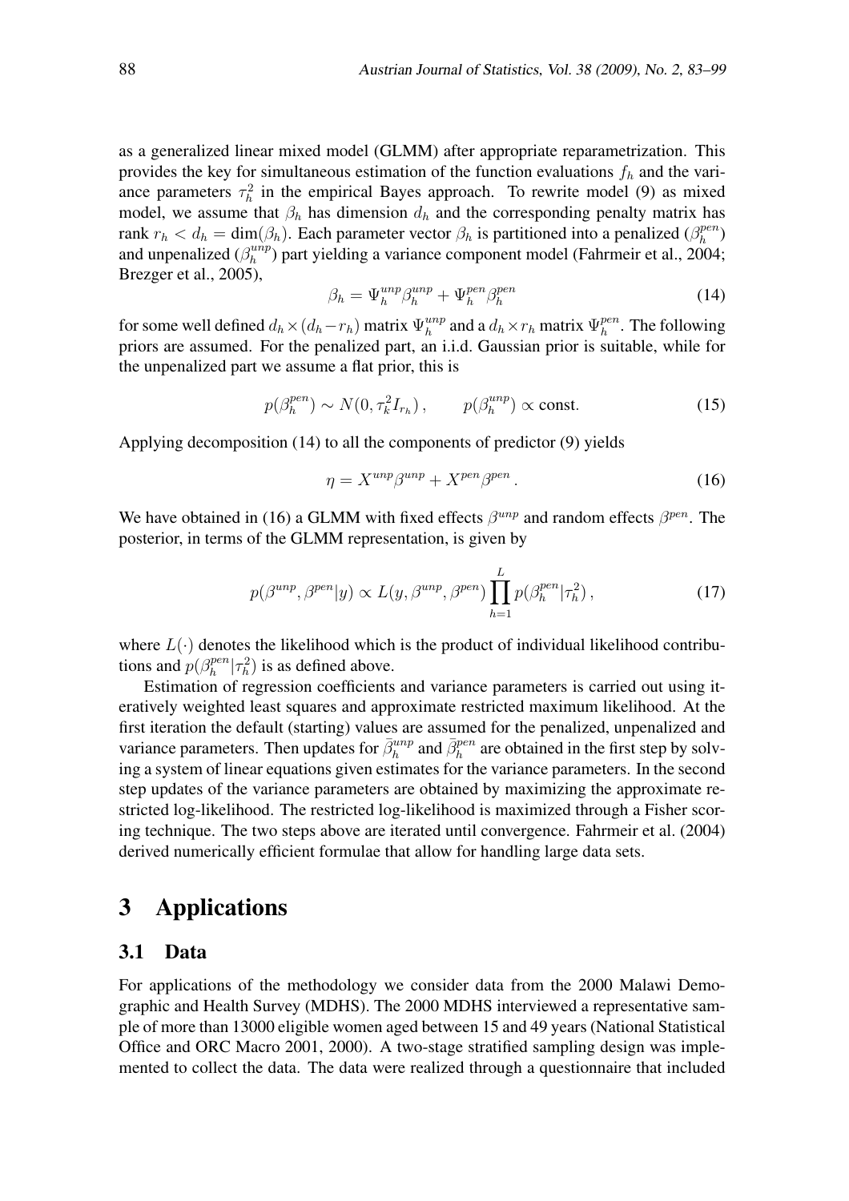as a generalized linear mixed model (GLMM) after appropriate reparametrization. This provides the key for simultaneous estimation of the function evaluations $f_h$ and the variance parameters $\tau_h^2$ in the empirical Bayes approach. To rewrite model (9) as mixed model, we assume that $\beta_h$ has dimension $d_h$ and the corresponding penalty matrix has rank $r_h < d_h = \dim(\beta_h)$. Each parameter vector $\beta_h$ is partitioned into a penalized ($\beta_h^{pen}$) and unpenalized ($\beta_h^{unp}$) part yielding a variance component model (Fahrmeir et al., 2004; Brezger et al., 2005),

$$\beta_h = \Psi_h^{unp}\beta_h^{unp} + \Psi_h^{pen}\beta_h^{pen} \tag{14}$$

for some well defined $d_h \times (d_h - r_h)$ matrix $\Psi_h^{unp}$ and a $d_h \times r_h$ matrix $\Psi_h^{pen}$. The following priors are assumed. For the penalized part, an i.i.d. Gaussian prior is suitable, while for the unpenalized part we assume a flat prior, this is

$$p(\beta_h^{pen}) \sim N(0, \tau_k^2 I_{r_h}), \qquad p(\beta_h^{unp}) \propto \text{const.} \tag{15}$$

Applying decomposition (14) to all the components of predictor (9) yields

$$\eta = X^{unp}\beta^{unp} + X^{pen}\beta^{pen}. \tag{16}$$

We have obtained in (16) a GLMM with fixed effects $\beta^{unp}$ and random effects $\beta^{pen}$. The posterior, in terms of the GLMM representation, is given by

$$p(\beta^{unp}, \beta^{pen}|y) \propto L(y, \beta^{unp}, \beta^{pen}) \prod_{h=1}^{L} p(\beta_h^{pen}|\tau_h^2), \tag{17}$$

where $L(\cdot)$ denotes the likelihood which is the product of individual likelihood contributions and $p(\beta_h^{pen}|\tau_h^2)$ is as defined above.

Estimation of regression coefficients and variance parameters is carried out using iteratively weighted least squares and approximate restricted maximum likelihood. At the first iteration the default (starting) values are assumed for the penalized, unpenalized and variance parameters. Then updates for $\bar{\beta}_h^{unp}$ and $\bar{\beta}_h^{pen}$ are obtained in the first step by solving a system of linear equations given estimates for the variance parameters. In the second step updates of the variance parameters are obtained by maximizing the approximate restricted log-likelihood. The restricted log-likelihood is maximized through a Fisher scoring technique. The two steps above are iterated until convergence. Fahrmeir et al. (2004) derived numerically efficient formulae that allow for handling large data sets.

# 3 Applications

## 3.1 Data

For applications of the methodology we consider data from the 2000 Malawi Demographic and Health Survey (MDHS). The 2000 MDHS interviewed a representative sample of more than 13000 eligible women aged between 15 and 49 years (National Statistical Office and ORC Macro 2001, 2000). A two-stage stratified sampling design was implemented to collect the data. The data were realized through a questionnaire that included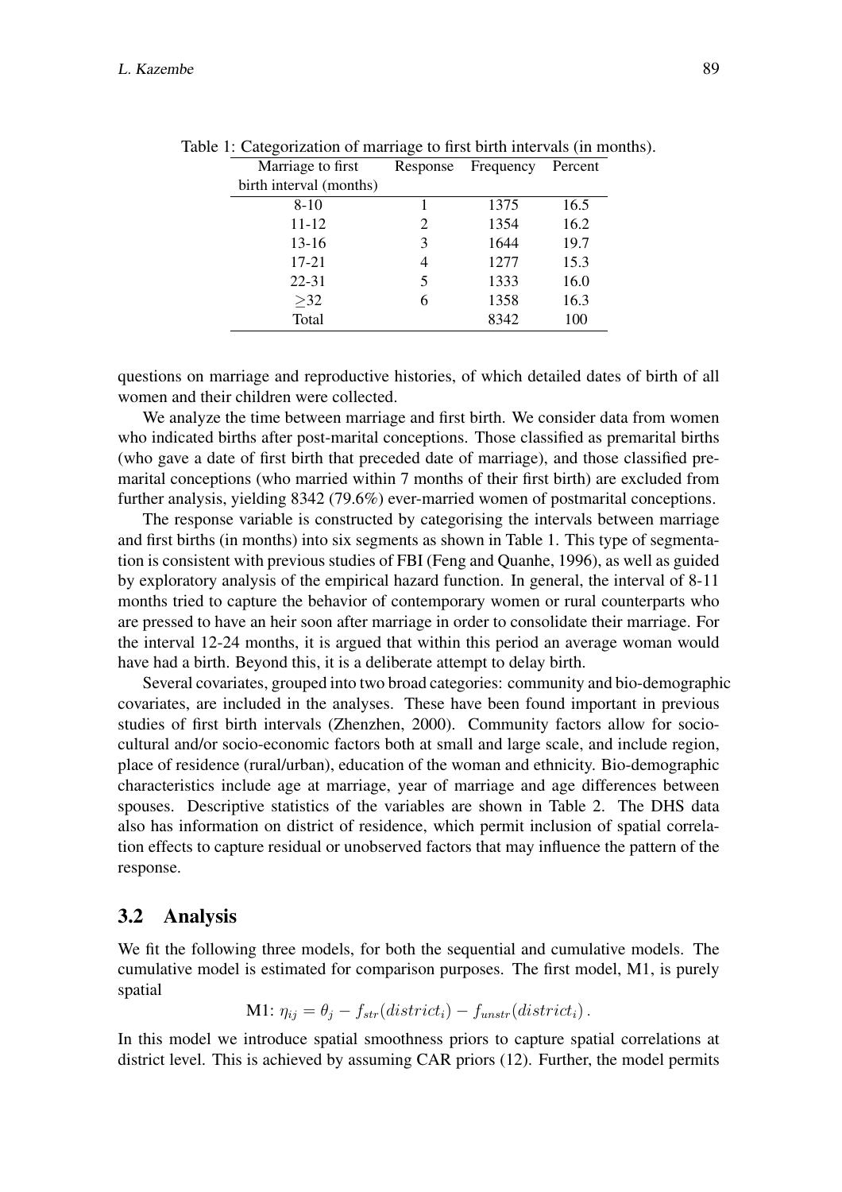Table 1: Categorization of marriage to first birth intervals (in months).

| Marriage to first birth interval (months) | Response | Frequency | Percent |
|---|---|---|---|
| 8-10 | 1 | 1375 | 16.5 |
| 11-12 | 2 | 1354 | 16.2 |
| 13-16 | 3 | 1644 | 19.7 |
| 17-21 | 4 | 1277 | 15.3 |
| 22-31 | 5 | 1333 | 16.0 |
| $\geq$32 | 6 | 1358 | 16.3 |
| Total | | 8342 | 100 |

questions on marriage and reproductive histories, of which detailed dates of birth of all women and their children were collected.

We analyze the time between marriage and first birth. We consider data from women who indicated births after post-marital conceptions. Those classified as premarital births (who gave a date of first birth that preceded date of marriage), and those classified premarital conceptions (who married within 7 months of their first birth) are excluded from further analysis, yielding 8342 (79.6%) ever-married women of postmarital conceptions.

The response variable is constructed by categorising the intervals between marriage and first births (in months) into six segments as shown in Table 1. This type of segmentation is consistent with previous studies of FBI (Feng and Quanhe, 1996), as well as guided by exploratory analysis of the empirical hazard function. In general, the interval of 8-11 months tried to capture the behavior of contemporary women or rural counterparts who are pressed to have an heir soon after marriage in order to consolidate their marriage. For the interval 12-24 months, it is argued that within this period an average woman would have had a birth. Beyond this, it is a deliberate attempt to delay birth.

Several covariates, grouped into two broad categories: community and bio-demographic covariates, are included in the analyses. These have been found important in previous studies of first birth intervals (Zhenzhen, 2000). Community factors allow for socio-cultural and/or socio-economic factors both at small and large scale, and include region, place of residence (rural/urban), education of the woman and ethnicity. Bio-demographic characteristics include age at marriage, year of marriage and age differences between spouses. Descriptive statistics of the variables are shown in Table 2. The DHS data also has information on district of residence, which permit inclusion of spatial correlation effects to capture residual or unobserved factors that may influence the pattern of the response.

## 3.2 Analysis

We fit the following three models, for both the sequential and cumulative models. The cumulative model is estimated for comparison purposes. The first model, M1, is purely spatial

$$\text{M1: } \eta_{ij} = \theta_j - f_{str}(district_i) - f_{unstr}(district_i)\,.$$

In this model we introduce spatial smoothness priors to capture spatial correlations at district level. This is achieved by assuming CAR priors (12). Further, the model permits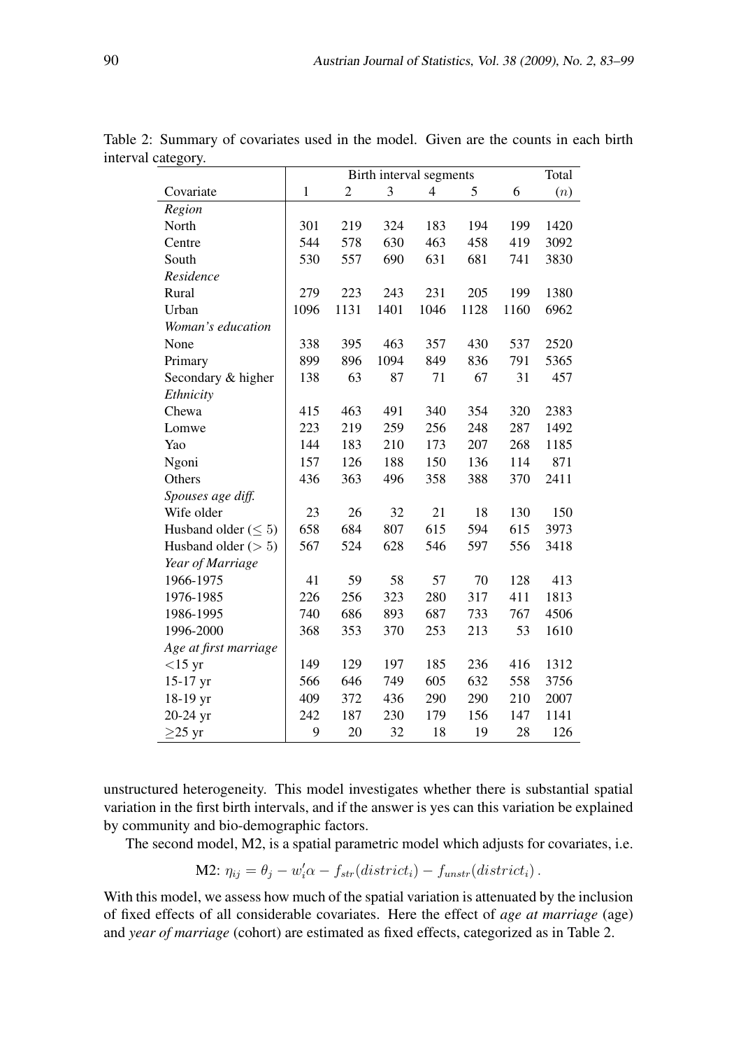Table 2: Summary of covariates used in the model. Given are the counts in each birth interval category.

| | Birth interval segments | | | | | | Total |
|---|---|---|---|---|---|---|---|
| Covariate | 1 | 2 | 3 | 4 | 5 | 6 | ($n$) |
| *Region* | | | | | | | |
| North | 301 | 219 | 324 | 183 | 194 | 199 | 1420 |
| Centre | 544 | 578 | 630 | 463 | 458 | 419 | 3092 |
| South | 530 | 557 | 690 | 631 | 681 | 741 | 3830 |
| *Residence* | | | | | | | |
| Rural | 279 | 223 | 243 | 231 | 205 | 199 | 1380 |
| Urban | 1096 | 1131 | 1401 | 1046 | 1128 | 1160 | 6962 |
| *Woman's education* | | | | | | | |
| None | 338 | 395 | 463 | 357 | 430 | 537 | 2520 |
| Primary | 899 | 896 | 1094 | 849 | 836 | 791 | 5365 |
| Secondary & higher | 138 | 63 | 87 | 71 | 67 | 31 | 457 |
| *Ethnicity* | | | | | | | |
| Chewa | 415 | 463 | 491 | 340 | 354 | 320 | 2383 |
| Lomwe | 223 | 219 | 259 | 256 | 248 | 287 | 1492 |
| Yao | 144 | 183 | 210 | 173 | 207 | 268 | 1185 |
| Ngoni | 157 | 126 | 188 | 150 | 136 | 114 | 871 |
| Others | 436 | 363 | 496 | 358 | 388 | 370 | 2411 |
| *Spouses age diff.* | | | | | | | |
| Wife older | 23 | 26 | 32 | 21 | 18 | 130 | 150 |
| Husband older ($\leq 5$) | 658 | 684 | 807 | 615 | 594 | 615 | 3973 |
| Husband older ($> 5$) | 567 | 524 | 628 | 546 | 597 | 556 | 3418 |
| *Year of Marriage* | | | | | | | |
| 1966-1975 | 41 | 59 | 58 | 57 | 70 | 128 | 413 |
| 1976-1985 | 226 | 256 | 323 | 280 | 317 | 411 | 1813 |
| 1986-1995 | 740 | 686 | 893 | 687 | 733 | 767 | 4506 |
| 1996-2000 | 368 | 353 | 370 | 253 | 213 | 53 | 1610 |
| *Age at first marriage* | | | | | | | |
| <15 yr | 149 | 129 | 197 | 185 | 236 | 416 | 1312 |
| 15-17 yr | 566 | 646 | 749 | 605 | 632 | 558 | 3756 |
| 18-19 yr | 409 | 372 | 436 | 290 | 290 | 210 | 2007 |
| 20-24 yr | 242 | 187 | 230 | 179 | 156 | 147 | 1141 |
| ≥25 yr | 9 | 20 | 32 | 18 | 19 | 28 | 126 |

unstructured heterogeneity. This model investigates whether there is substantial spatial variation in the first birth intervals, and if the answer is yes can this variation be explained by community and bio-demographic factors.

The second model, M2, is a spatial parametric model which adjusts for covariates, i.e.

$$\text{M2: } \eta_{ij} = \theta_j - w_i'\alpha - f_{str}(district_i) - f_{unstr}(district_i)\,.$$

With this model, we assess how much of the spatial variation is attenuated by the inclusion of fixed effects of all considerable covariates. Here the effect of *age at marriage* (age) and *year of marriage* (cohort) are estimated as fixed effects, categorized as in Table 2.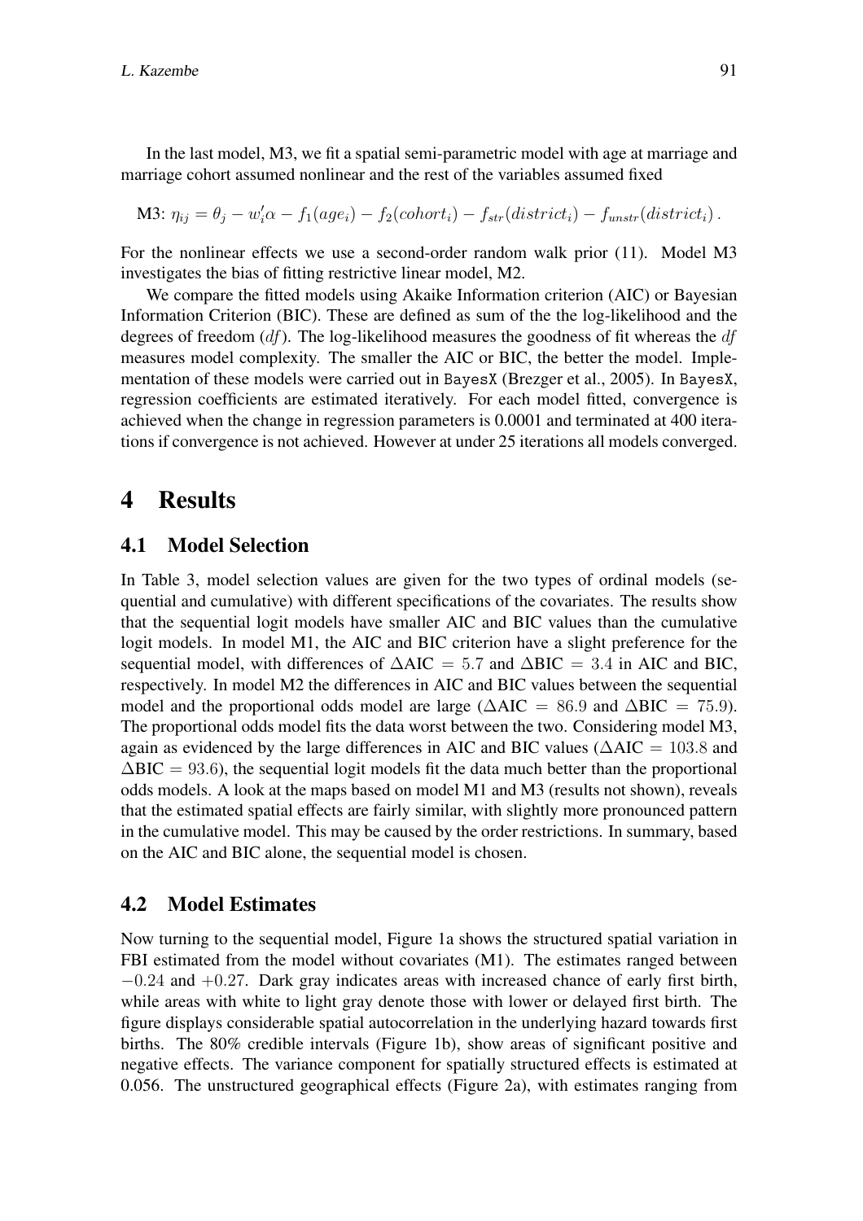In the last model, M3, we fit a spatial semi-parametric model with age at marriage and marriage cohort assumed nonlinear and the rest of the variables assumed fixed

$$\text{M3: } \eta_{ij} = \theta_j - w_i'\alpha - f_1(age_i) - f_2(cohort_i) - f_{str}(district_i) - f_{unstr}(district_i)\,.$$

For the nonlinear effects we use a second-order random walk prior (11). Model M3 investigates the bias of fitting restrictive linear model, M2.

We compare the fitted models using Akaike Information criterion (AIC) or Bayesian Information Criterion (BIC). These are defined as sum of the the log-likelihood and the degrees of freedom (*df*). The log-likelihood measures the goodness of fit whereas the *df* measures model complexity. The smaller the AIC or BIC, the better the model. Implementation of these models were carried out in `BayesX` (Brezger et al., 2005). In `BayesX`, regression coefficients are estimated iteratively. For each model fitted, convergence is achieved when the change in regression parameters is 0.0001 and terminated at 400 iterations if convergence is not achieved. However at under 25 iterations all models converged.

# 4 Results

## 4.1 Model Selection

In Table 3, model selection values are given for the two types of ordinal models (sequential and cumulative) with different specifications of the covariates. The results show that the sequential logit models have smaller AIC and BIC values than the cumulative logit models. In model M1, the AIC and BIC criterion have a slight preference for the sequential model, with differences of $\Delta\text{AIC} = 5.7$ and $\Delta\text{BIC} = 3.4$ in AIC and BIC, respectively. In model M2 the differences in AIC and BIC values between the sequential model and the proportional odds model are large ($\Delta\text{AIC} = 86.9$ and $\Delta\text{BIC} = 75.9$). The proportional odds model fits the data worst between the two. Considering model M3, again as evidenced by the large differences in AIC and BIC values ($\Delta\text{AIC} = 103.8$ and $\Delta\text{BIC} = 93.6$), the sequential logit models fit the data much better than the proportional odds models. A look at the maps based on model M1 and M3 (results not shown), reveals that the estimated spatial effects are fairly similar, with slightly more pronounced pattern in the cumulative model. This may be caused by the order restrictions. In summary, based on the AIC and BIC alone, the sequential model is chosen.

## 4.2 Model Estimates

Now turning to the sequential model, Figure 1a shows the structured spatial variation in FBI estimated from the model without covariates (M1). The estimates ranged between $-0.24$ and $+0.27$. Dark gray indicates areas with increased chance of early first birth, while areas with white to light gray denote those with lower or delayed first birth. The figure displays considerable spatial autocorrelation in the underlying hazard towards first births. The 80% credible intervals (Figure 1b), show areas of significant positive and negative effects. The variance component for spatially structured effects is estimated at 0.056. The unstructured geographical effects (Figure 2a), with estimates ranging from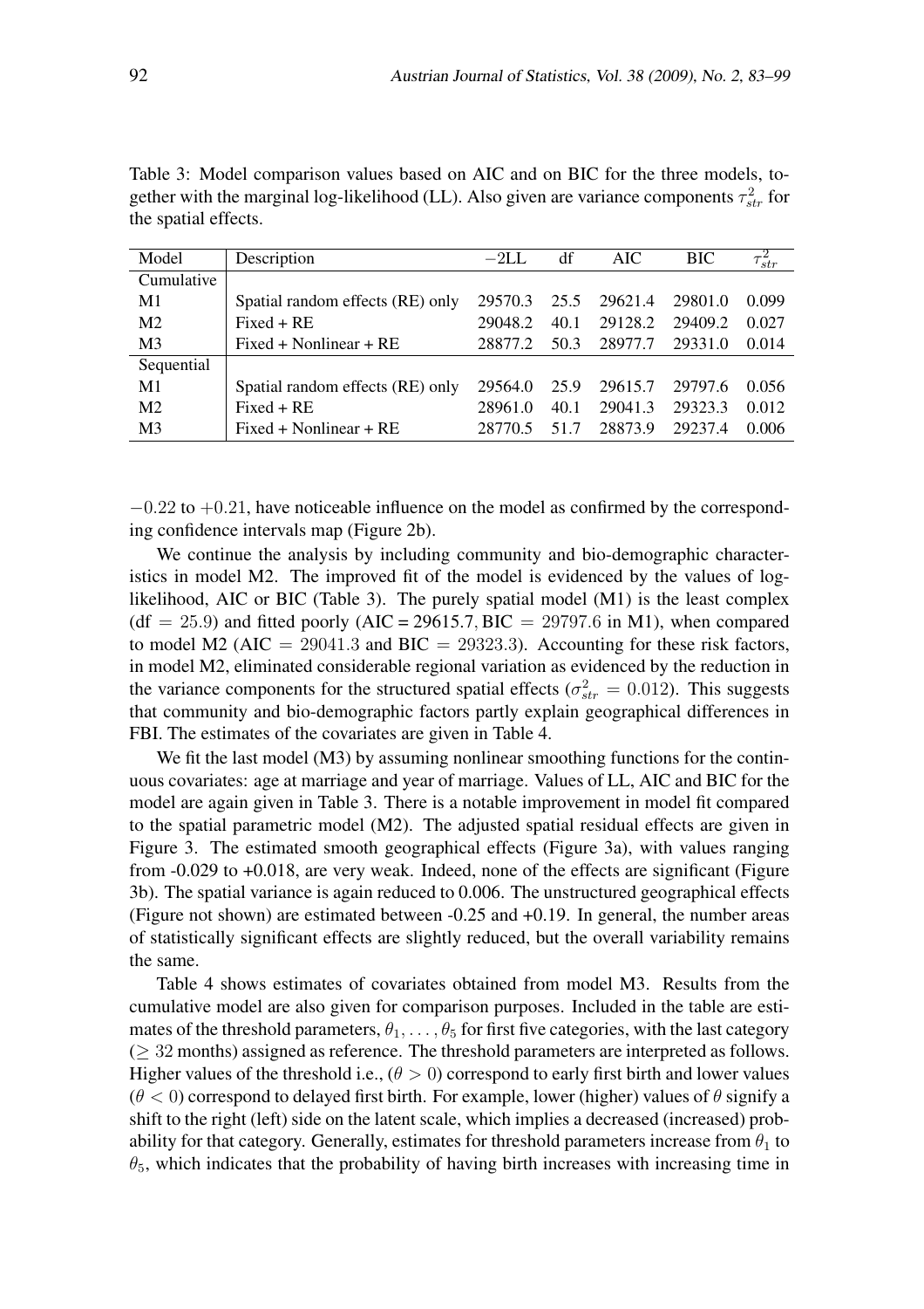Table 3: Model comparison values based on AIC and on BIC for the three models, together with the marginal log-likelihood (LL). Also given are variance components $\tau^2_{str}$ for the spatial effects.

| Model | Description | $-2$LL | df | AIC | BIC | $\tau^2_{str}$ |
|---|---|---|---|---|---|---|
| Cumulative | | | | | | |
| M1 | Spatial random effects (RE) only | 29570.3 | 25.5 | 29621.4 | 29801.0 | 0.099 |
| M2 | Fixed + RE | 29048.2 | 40.1 | 29128.2 | 29409.2 | 0.027 |
| M3 | Fixed + Nonlinear + RE | 28877.2 | 50.3 | 28977.7 | 29331.0 | 0.014 |
| Sequential | | | | | | |
| M1 | Spatial random effects (RE) only | 29564.0 | 25.9 | 29615.7 | 29797.6 | 0.056 |
| M2 | Fixed + RE | 28961.0 | 40.1 | 29041.3 | 29323.3 | 0.012 |
| M3 | Fixed + Nonlinear + RE | 28770.5 | 51.7 | 28873.9 | 29237.4 | 0.006 |

$-0.22$ to $+0.21$, have noticeable influence on the model as confirmed by the corresponding confidence intervals map (Figure 2b).

We continue the analysis by including community and bio-demographic characteristics in model M2. The improved fit of the model is evidenced by the values of log-likelihood, AIC or BIC (Table 3). The purely spatial model (M1) is the least complex ($\text{df} = 25.9$) and fitted poorly (AIC = 29615.7, $\text{BIC} = 29797.6$ in M1), when compared to model M2 ($\text{AIC} = 29041.3$ and $\text{BIC} = 29323.3$). Accounting for these risk factors, in model M2, eliminated considerable regional variation as evidenced by the reduction in the variance components for the structured spatial effects ($\sigma^2_{str} = 0.012$). This suggests that community and bio-demographic factors partly explain geographical differences in FBI. The estimates of the covariates are given in Table 4.

We fit the last model (M3) by assuming nonlinear smoothing functions for the continuous covariates: age at marriage and year of marriage. Values of LL, AIC and BIC for the model are again given in Table 3. There is a notable improvement in model fit compared to the spatial parametric model (M2). The adjusted spatial residual effects are given in Figure 3. The estimated smooth geographical effects (Figure 3a), with values ranging from -0.029 to +0.018, are very weak. Indeed, none of the effects are significant (Figure 3b). The spatial variance is again reduced to 0.006. The unstructured geographical effects (Figure not shown) are estimated between -0.25 and +0.19. In general, the number areas of statistically significant effects are slightly reduced, but the overall variability remains the same.

Table 4 shows estimates of covariates obtained from model M3. Results from the cumulative model are also given for comparison purposes. Included in the table are estimates of the threshold parameters, $\theta_1, \ldots, \theta_5$ for first five categories, with the last category ($\geq 32$ months) assigned as reference. The threshold parameters are interpreted as follows. Higher values of the threshold i.e., ($\theta > 0$) correspond to early first birth and lower values ($\theta < 0$) correspond to delayed first birth. For example, lower (higher) values of $\theta$ signify a shift to the right (left) side on the latent scale, which implies a decreased (increased) probability for that category. Generally, estimates for threshold parameters increase from $\theta_1$ to $\theta_5$, which indicates that the probability of having birth increases with increasing time in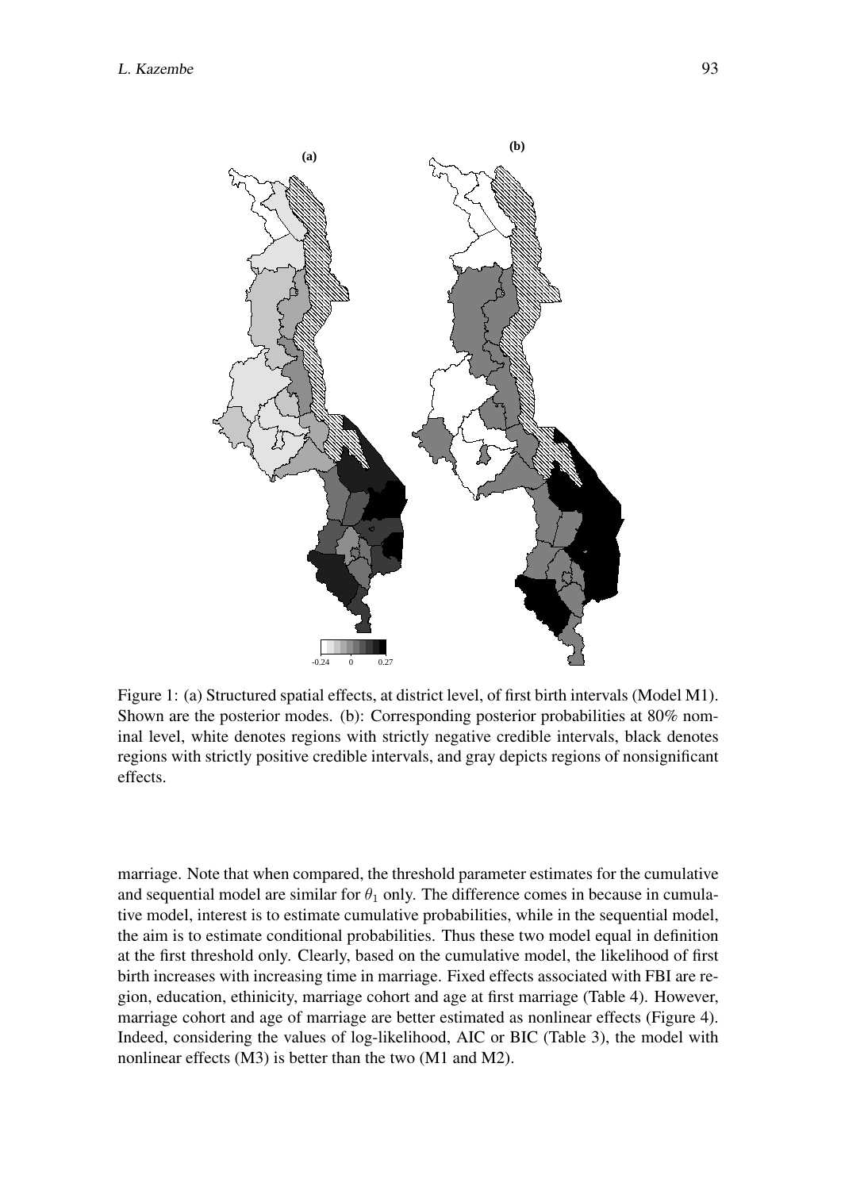Figure 1: (a) Structured spatial effects, at district level, of first birth intervals (Model M1). Shown are the posterior modes. (b): Corresponding posterior probabilities at 80% nominal level, white denotes regions with strictly negative credible intervals, black denotes regions with strictly positive credible intervals, and gray depicts regions of nonsignificant effects.

marriage. Note that when compared, the threshold parameter estimates for the cumulative and sequential model are similar for $\theta_1$ only. The difference comes in because in cumulative model, interest is to estimate cumulative probabilities, while in the sequential model, the aim is to estimate conditional probabilities. Thus these two model equal in definition at the first threshold only. Clearly, based on the cumulative model, the likelihood of first birth increases with increasing time in marriage. Fixed effects associated with FBI are region, education, ethinicity, marriage cohort and age at first marriage (Table 4). However, marriage cohort and age of marriage are better estimated as nonlinear effects (Figure 4). Indeed, considering the values of log-likelihood, AIC or BIC (Table 3), the model with nonlinear effects (M3) is better than the two (M1 and M2).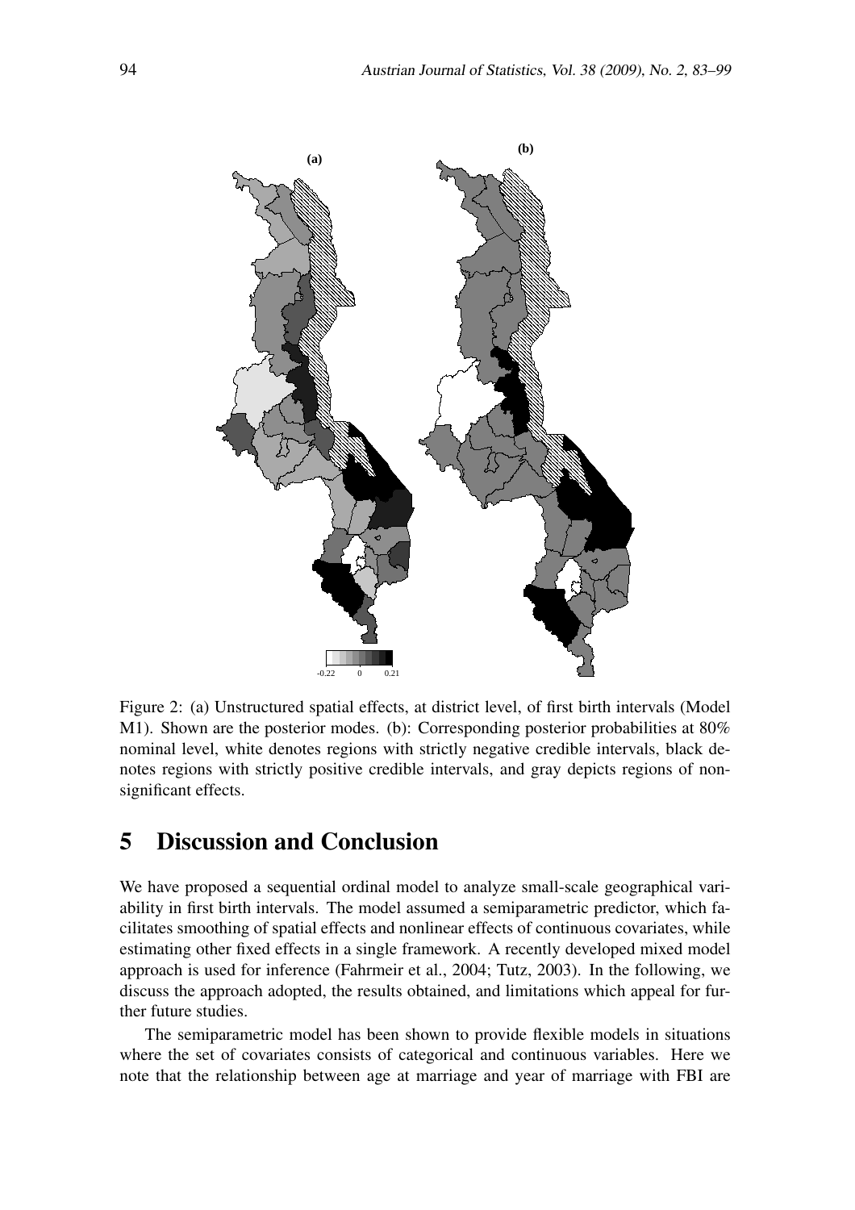Figure 2: (a) Unstructured spatial effects, at district level, of first birth intervals (Model M1). Shown are the posterior modes. (b): Corresponding posterior probabilities at 80% nominal level, white denotes regions with strictly negative credible intervals, black denotes regions with strictly positive credible intervals, and gray depicts regions of non-significant effects.

# 5 Discussion and Conclusion

We have proposed a sequential ordinal model to analyze small-scale geographical variability in first birth intervals. The model assumed a semiparametric predictor, which facilitates smoothing of spatial effects and nonlinear effects of continuous covariates, while estimating other fixed effects in a single framework. A recently developed mixed model approach is used for inference (Fahrmeir et al., 2004; Tutz, 2003). In the following, we discuss the approach adopted, the results obtained, and limitations which appeal for further future studies.

The semiparametric model has been shown to provide flexible models in situations where the set of covariates consists of categorical and continuous variables. Here we note that the relationship between age at marriage and year of marriage with FBI are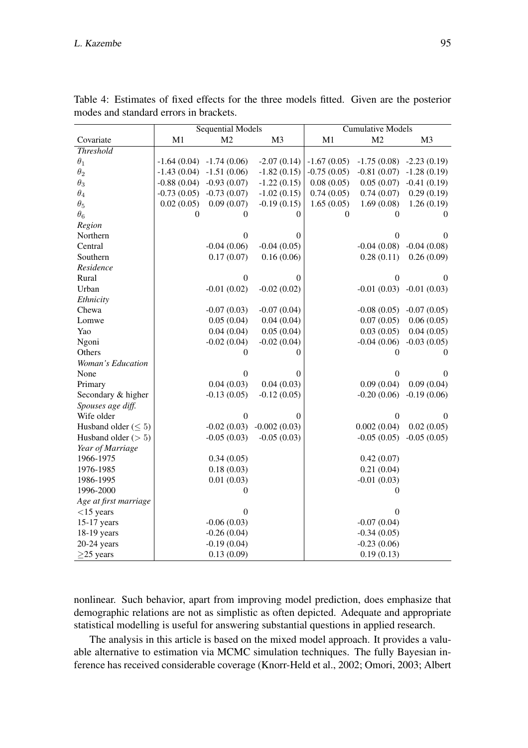Table 4: Estimates of fixed effects for the three models fitted. Given are the posterior modes and standard errors in brackets.

| | Sequential Models | | | Cumulative Models | | |
|---|---|---|---|---|---|---|
| Covariate | M1 | M2 | M3 | M1 | M2 | M3 |
| *Threshold* | | | | | | |
| $\theta_1$ | -1.64 (0.04) | -1.74 (0.06) | -2.07 (0.14) | -1.67 (0.05) | -1.75 (0.08) | -2.23 (0.19) |
| $\theta_2$ | -1.43 (0.04) | -1.51 (0.06) | -1.82 (0.15) | -0.75 (0.05) | -0.81 (0.07) | -1.28 (0.19) |
| $\theta_3$ | -0.88 (0.04) | -0.93 (0.07) | -1.22 (0.15) | 0.08 (0.05) | 0.05 (0.07) | -0.41 (0.19) |
| $\theta_4$ | -0.73 (0.05) | -0.73 (0.07) | -1.02 (0.15) | 0.74 (0.05) | 0.74 (0.07) | 0.29 (0.19) |
| $\theta_5$ | 0.02 (0.05) | 0.09 (0.07) | -0.19 (0.15) | 1.65 (0.05) | 1.69 (0.08) | 1.26 (0.19) |
| $\theta_6$ | 0 | 0 | 0 | 0 | 0 | 0 |
| *Region* | | | | | | |
| Northern | | 0 | 0 | | 0 | 0 |
| Central | | -0.04 (0.06) | -0.04 (0.05) | | -0.04 (0.08) | -0.04 (0.08) |
| Southern | | 0.17 (0.07) | 0.16 (0.06) | | 0.28 (0.11) | 0.26 (0.09) |
| *Residence* | | | | | | |
| Rural | | 0 | 0 | | 0 | 0 |
| Urban | | -0.01 (0.02) | -0.02 (0.02) | | -0.01 (0.03) | -0.01 (0.03) |
| *Ethnicity* | | | | | | |
| Chewa | | -0.07 (0.03) | -0.07 (0.04) | | -0.08 (0.05) | -0.07 (0.05) |
| Lomwe | | 0.05 (0.04) | 0.04 (0.04) | | 0.07 (0.05) | 0.06 (0.05) |
| Yao | | 0.04 (0.04) | 0.05 (0.04) | | 0.03 (0.05) | 0.04 (0.05) |
| Ngoni | | -0.02 (0.04) | -0.02 (0.04) | | -0.04 (0.06) | -0.03 (0.05) |
| Others | | 0 | 0 | | 0 | 0 |
| *Woman's Education* | | | | | | |
| None | | 0 | 0 | | 0 | 0 |
| Primary | | 0.04 (0.03) | 0.04 (0.03) | | 0.09 (0.04) | 0.09 (0.04) |
| Secondary & higher | | -0.13 (0.05) | -0.12 (0.05) | | -0.20 (0.06) | -0.19 (0.06) |
| *Spouses age diff.* | | | | | | |
| Wife older | | 0 | 0 | | 0 | 0 |
| Husband older ($\leq 5$) | | -0.02 (0.03) | -0.002 (0.03) | | 0.002 (0.04) | 0.02 (0.05) |
| Husband older ($> 5$) | | -0.05 (0.03) | -0.05 (0.03) | | -0.05 (0.05) | -0.05 (0.05) |
| *Year of Marriage* | | | | | | |
| 1966-1975 | | 0.34 (0.05) | | | 0.42 (0.07) | |
| 1976-1985 | | 0.18 (0.03) | | | 0.21 (0.04) | |
| 1986-1995 | | 0.01 (0.03) | | | -0.01 (0.03) | |
| 1996-2000 | | 0 | | | 0 | |
| *Age at first marriage* | | | | | | |
| $<$15 years | | 0 | | | 0 | |
| 15-17 years | | -0.06 (0.03) | | | -0.07 (0.04) | |
| 18-19 years | | -0.26 (0.04) | | | -0.34 (0.05) | |
| 20-24 years | | -0.19 (0.04) | | | -0.23 (0.06) | |
| $\geq$25 years | | 0.13 (0.09) | | | 0.19 (0.13) | |

nonlinear. Such behavior, apart from improving model prediction, does emphasize that demographic relations are not as simplistic as often depicted. Adequate and appropriate statistical modelling is useful for answering substantial questions in applied research.

The analysis in this article is based on the mixed model approach. It provides a valuable alternative to estimation via MCMC simulation techniques. The fully Bayesian inference has received considerable coverage (Knorr-Held et al., 2002; Omori, 2003; Albert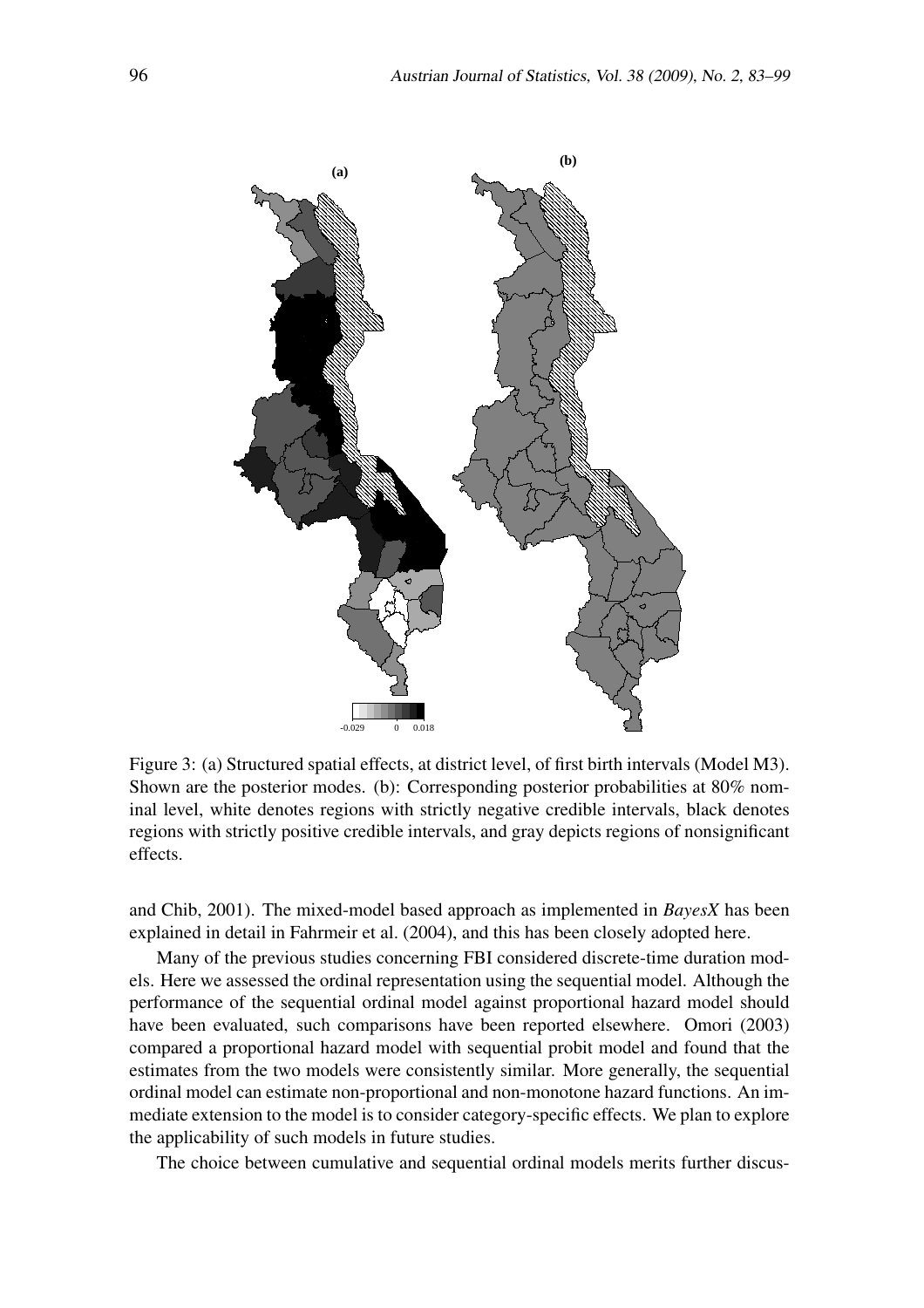Figure 3: (a) Structured spatial effects, at district level, of first birth intervals (Model M3). Shown are the posterior modes. (b): Corresponding posterior probabilities at 80% nominal level, white denotes regions with strictly negative credible intervals, black denotes regions with strictly positive credible intervals, and gray depicts regions of nonsignificant effects.

and Chib, 2001). The mixed-model based approach as implemented in *BayesX* has been explained in detail in Fahrmeir et al. (2004), and this has been closely adopted here.

Many of the previous studies concerning FBI considered discrete-time duration models. Here we assessed the ordinal representation using the sequential model. Although the performance of the sequential ordinal model against proportional hazard model should have been evaluated, such comparisons have been reported elsewhere. Omori (2003) compared a proportional hazard model with sequential probit model and found that the estimates from the two models were consistently similar. More generally, the sequential ordinal model can estimate non-proportional and non-monotone hazard functions. An immediate extension to the model is to consider category-specific effects. We plan to explore the applicability of such models in future studies.

The choice between cumulative and sequential ordinal models merits further discus-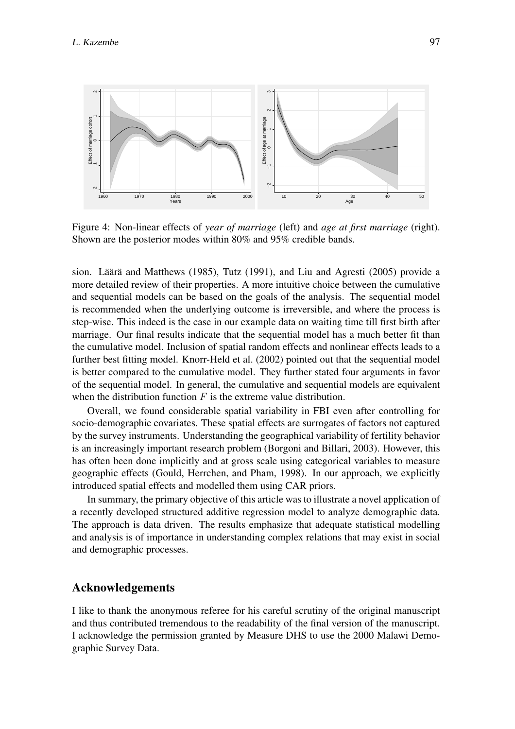Figure 4: Non-linear effects of *year of marriage* (left) and *age at first marriage* (right). Shown are the posterior modes within 80% and 95% credible bands.

sion. Läärä and Matthews (1985), Tutz (1991), and Liu and Agresti (2005) provide a more detailed review of their properties. A more intuitive choice between the cumulative and sequential models can be based on the goals of the analysis. The sequential model is recommended when the underlying outcome is irreversible, and where the process is step-wise. This indeed is the case in our example data on waiting time till first birth after marriage. Our final results indicate that the sequential model has a much better fit than the cumulative model. Inclusion of spatial random effects and nonlinear effects leads to a further best fitting model. Knorr-Held et al. (2002) pointed out that the sequential model is better compared to the cumulative model. They further stated four arguments in favor of the sequential model. In general, the cumulative and sequential models are equivalent when the distribution function $F$ is the extreme value distribution.

Overall, we found considerable spatial variability in FBI even after controlling for socio-demographic covariates. These spatial effects are surrogates of factors not captured by the survey instruments. Understanding the geographical variability of fertility behavior is an increasingly important research problem (Borgoni and Billari, 2003). However, this has often been done implicitly and at gross scale using categorical variables to measure geographic effects (Gould, Herrchen, and Pham, 1998). In our approach, we explicitly introduced spatial effects and modelled them using CAR priors.

In summary, the primary objective of this article was to illustrate a novel application of a recently developed structured additive regression model to analyze demographic data. The approach is data driven. The results emphasize that adequate statistical modelling and analysis is of importance in understanding complex relations that may exist in social and demographic processes.

## Acknowledgements

I like to thank the anonymous referee for his careful scrutiny of the original manuscript and thus contributed tremendous to the readability of the final version of the manuscript. I acknowledge the permission granted by Measure DHS to use the 2000 Malawi Demographic Survey Data.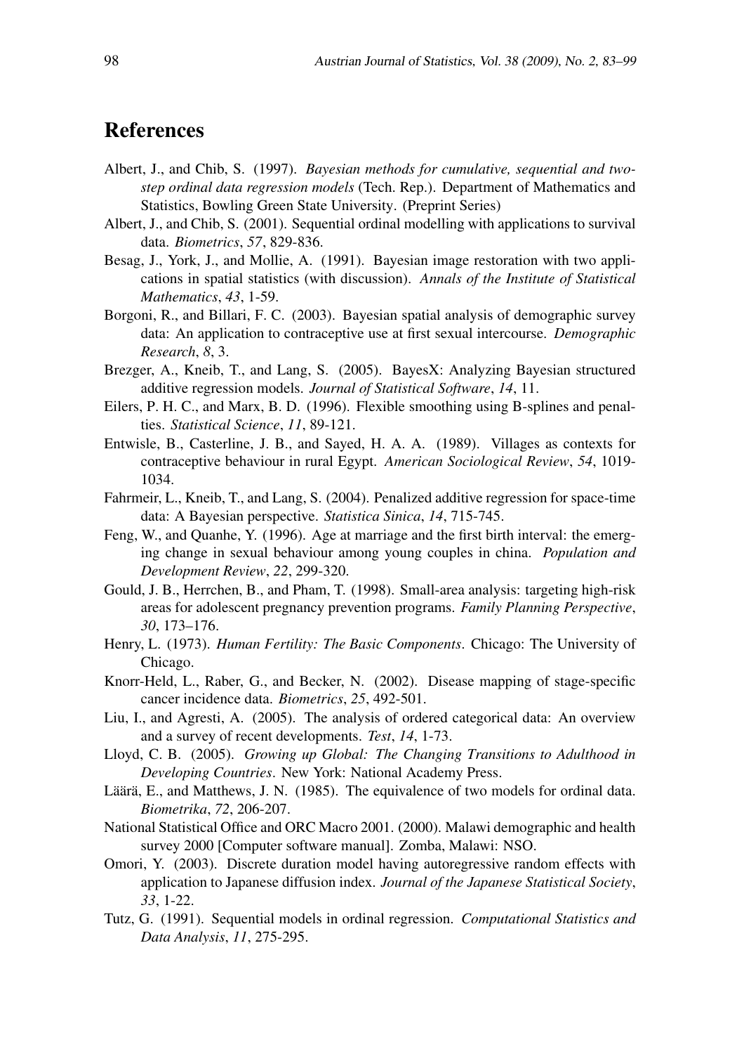# References

Albert, J., and Chib, S. (1997). *Bayesian methods for cumulative, sequential and two-step ordinal data regression models* (Tech. Rep.). Department of Mathematics and Statistics, Bowling Green State University. (Preprint Series)

Albert, J., and Chib, S. (2001). Sequential ordinal modelling with applications to survival data. *Biometrics*, *57*, 829-836.

Besag, J., York, J., and Mollie, A. (1991). Bayesian image restoration with two applications in spatial statistics (with discussion). *Annals of the Institute of Statistical Mathematics*, *43*, 1-59.

Borgoni, R., and Billari, F. C. (2003). Bayesian spatial analysis of demographic survey data: An application to contraceptive use at first sexual intercourse. *Demographic Research*, *8*, 3.

Brezger, A., Kneib, T., and Lang, S. (2005). BayesX: Analyzing Bayesian structured additive regression models. *Journal of Statistical Software*, *14*, 11.

Eilers, P. H. C., and Marx, B. D. (1996). Flexible smoothing using B-splines and penalties. *Statistical Science*, *11*, 89-121.

Entwisle, B., Casterline, J. B., and Sayed, H. A. A. (1989). Villages as contexts for contraceptive behaviour in rural Egypt. *American Sociological Review*, *54*, 1019-1034.

Fahrmeir, L., Kneib, T., and Lang, S. (2004). Penalized additive regression for space-time data: A Bayesian perspective. *Statistica Sinica*, *14*, 715-745.

Feng, W., and Quanhe, Y. (1996). Age at marriage and the first birth interval: the emerging change in sexual behaviour among young couples in china. *Population and Development Review*, *22*, 299-320.

Gould, J. B., Herrchen, B., and Pham, T. (1998). Small-area analysis: targeting high-risk areas for adolescent pregnancy prevention programs. *Family Planning Perspective*, *30*, 173–176.

Henry, L. (1973). *Human Fertility: The Basic Components*. Chicago: The University of Chicago.

Knorr-Held, L., Raber, G., and Becker, N. (2002). Disease mapping of stage-specific cancer incidence data. *Biometrics*, *25*, 492-501.

Liu, I., and Agresti, A. (2005). The analysis of ordered categorical data: An overview and a survey of recent developments. *Test*, *14*, 1-73.

Lloyd, C. B. (2005). *Growing up Global: The Changing Transitions to Adulthood in Developing Countries*. New York: National Academy Press.

Läärä, E., and Matthews, J. N. (1985). The equivalence of two models for ordinal data. *Biometrika*, *72*, 206-207.

National Statistical Office and ORC Macro 2001. (2000). Malawi demographic and health survey 2000 [Computer software manual]. Zomba, Malawi: NSO.

Omori, Y. (2003). Discrete duration model having autoregressive random effects with application to Japanese diffusion index. *Journal of the Japanese Statistical Society*, *33*, 1-22.

Tutz, G. (1991). Sequential models in ordinal regression. *Computational Statistics and Data Analysis*, *11*, 275-295.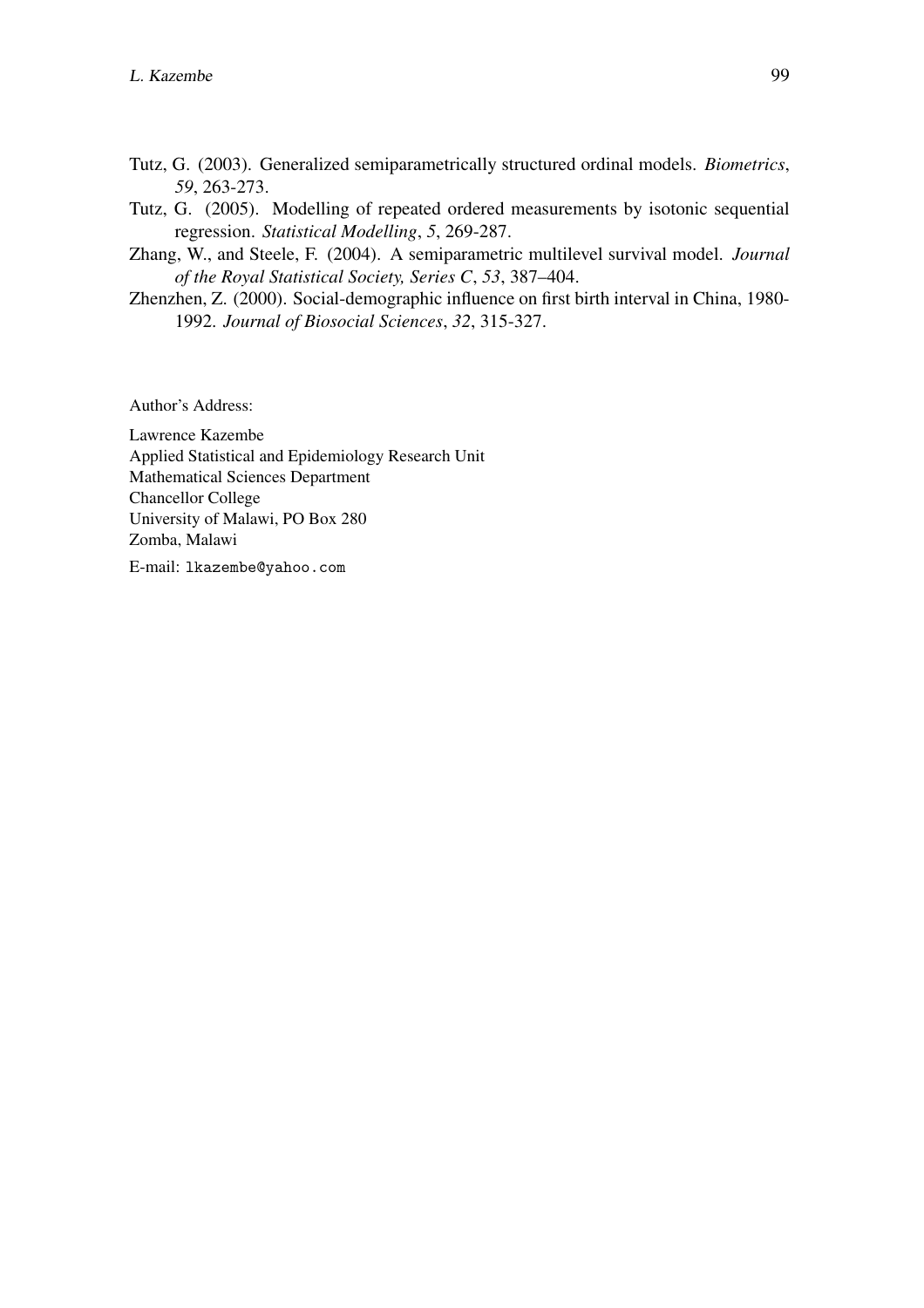Tutz, G. (2003). Generalized semiparametrically structured ordinal models. *Biometrics*, *59*, 263-273.

Tutz, G. (2005). Modelling of repeated ordered measurements by isotonic sequential regression. *Statistical Modelling*, *5*, 269-287.

Zhang, W., and Steele, F. (2004). A semiparametric multilevel survival model. *Journal of the Royal Statistical Society, Series C*, *53*, 387–404.

Zhenzhen, Z. (2000). Social-demographic influence on first birth interval in China, 1980-1992. *Journal of Biosocial Sciences*, *32*, 315-327.

Author's Address:

Lawrence Kazembe
Applied Statistical and Epidemiology Research Unit
Mathematical Sciences Department
Chancellor College
University of Malawi, PO Box 280
Zomba, Malawi

E-mail: `lkazembe@yahoo.com`